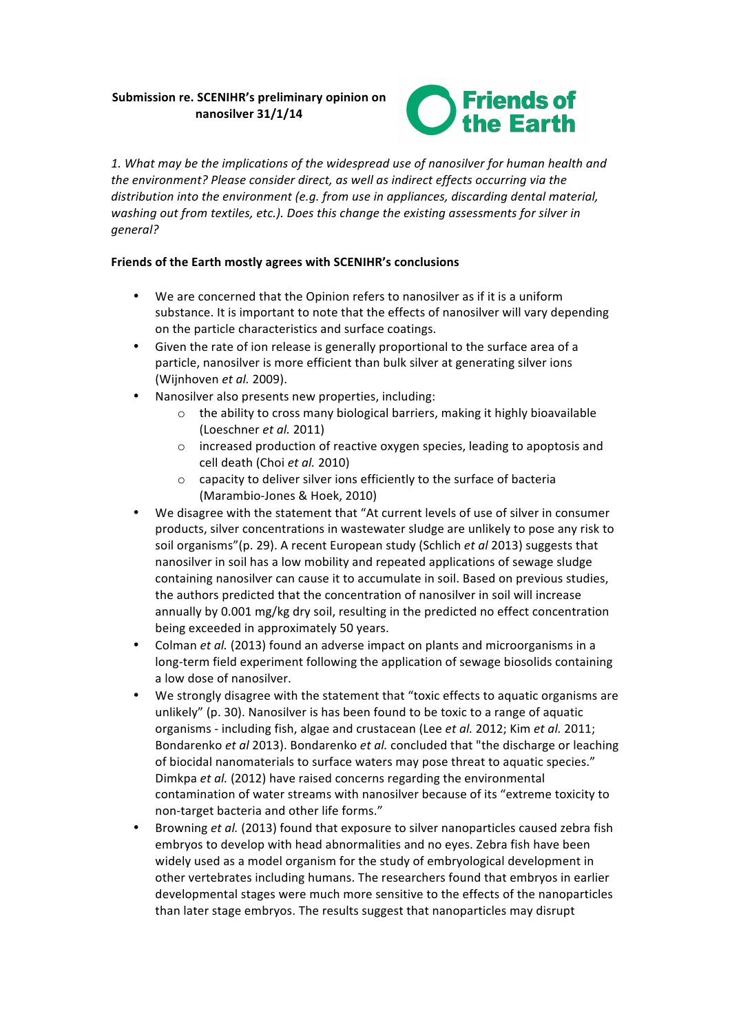**Submission re. SCENIHR's preliminary opinion on nanosilver 31/1/14**

Friends of the Earth

*1. What may be the implications of the widespread use of nanosilver for human health and the environment? Please consider direct, as well as indirect effects occurring via the distribution into the environment (e.g. from use in appliances, discarding dental material, washing out from textiles, etc.). Does this change the existing assessments for silver in general?*

**Friends of the Earth mostly agrees with SCENIHR's conclusions**

- We are concerned that the Opinion refers to nanosilver as if it is a uniform substance. It is important to note that the effects of nanosilver will vary depending on the particle characteristics and surface coatings.
- Given the rate of ion release is generally proportional to the surface area of a particle, nanosilver is more efficient than bulk silver at generating silver ions (Wijnhoven *et al.* 2009).
- Nanosilver also presents new properties, including:
  - the ability to cross many biological barriers, making it highly bioavailable (Loeschner *et al.* 2011)
  - increased production of reactive oxygen species, leading to apoptosis and cell death (Choi *et al.* 2010)
  - capacity to deliver silver ions efficiently to the surface of bacteria (Marambio-Jones & Hoek, 2010)
- We disagree with the statement that "At current levels of use of silver in consumer products, silver concentrations in wastewater sludge are unlikely to pose any risk to soil organisms"(p. 29). A recent European study (Schlich *et al* 2013) suggests that nanosilver in soil has a low mobility and repeated applications of sewage sludge containing nanosilver can cause it to accumulate in soil. Based on previous studies, the authors predicted that the concentration of nanosilver in soil will increase annually by 0.001 mg/kg dry soil, resulting in the predicted no effect concentration being exceeded in approximately 50 years.
- Colman *et al.* (2013) found an adverse impact on plants and microorganisms in a long-term field experiment following the application of sewage biosolids containing a low dose of nanosilver.
- We strongly disagree with the statement that "toxic effects to aquatic organisms are unlikely" (p. 30). Nanosilver is has been found to be toxic to a range of aquatic organisms - including fish, algae and crustacean (Lee *et al.* 2012; Kim *et al.* 2011; Bondarenko *et al* 2013). Bondarenko *et al.* concluded that "the discharge or leaching of biocidal nanomaterials to surface waters may pose threat to aquatic species." Dimkpa *et al.* (2012) have raised concerns regarding the environmental contamination of water streams with nanosilver because of its "extreme toxicity to non-target bacteria and other life forms."
- Browning *et al.* (2013) found that exposure to silver nanoparticles caused zebra fish embryos to develop with head abnormalities and no eyes. Zebra fish have been widely used as a model organism for the study of embryological development in other vertebrates including humans. The researchers found that embryos in earlier developmental stages were much more sensitive to the effects of the nanoparticles than later stage embryos. The results suggest that nanoparticles may disrupt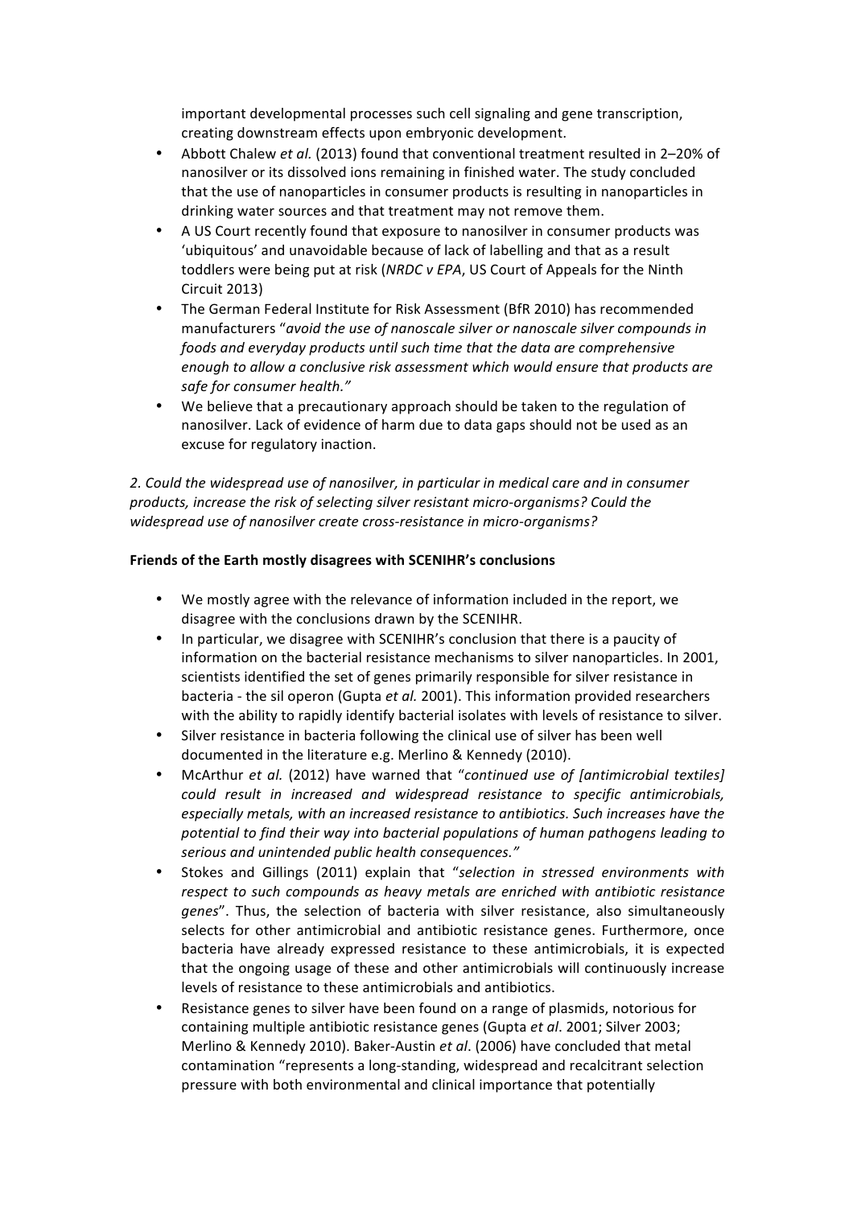important developmental processes such cell signaling and gene transcription, creating downstream effects upon embryonic development.

- Abbott Chalew *et al.* (2013) found that conventional treatment resulted in 2–20% of nanosilver or its dissolved ions remaining in finished water. The study concluded that the use of nanoparticles in consumer products is resulting in nanoparticles in drinking water sources and that treatment may not remove them.
- A US Court recently found that exposure to nanosilver in consumer products was 'ubiquitous' and unavoidable because of lack of labelling and that as a result toddlers were being put at risk (*NRDC v EPA*, US Court of Appeals for the Ninth Circuit 2013)
- The German Federal Institute for Risk Assessment (BfR 2010) has recommended manufacturers "*avoid the use of nanoscale silver or nanoscale silver compounds in foods and everyday products until such time that the data are comprehensive enough to allow a conclusive risk assessment which would ensure that products are safe for consumer health.*"
- We believe that a precautionary approach should be taken to the regulation of nanosilver. Lack of evidence of harm due to data gaps should not be used as an excuse for regulatory inaction.

*2. Could the widespread use of nanosilver, in particular in medical care and in consumer products, increase the risk of selecting silver resistant micro-organisms? Could the widespread use of nanosilver create cross-resistance in micro-organisms?*

**Friends of the Earth mostly disagrees with SCENIHR's conclusions**

- We mostly agree with the relevance of information included in the report, we disagree with the conclusions drawn by the SCENIHR.
- In particular, we disagree with SCENIHR's conclusion that there is a paucity of information on the bacterial resistance mechanisms to silver nanoparticles. In 2001, scientists identified the set of genes primarily responsible for silver resistance in bacteria - the sil operon (Gupta *et al.* 2001). This information provided researchers with the ability to rapidly identify bacterial isolates with levels of resistance to silver.
- Silver resistance in bacteria following the clinical use of silver has been well documented in the literature e.g. Merlino & Kennedy (2010).
- McArthur *et al.* (2012) have warned that "*continued use of [antimicrobial textiles] could result in increased and widespread resistance to specific antimicrobials, especially metals, with an increased resistance to antibiotics. Such increases have the potential to find their way into bacterial populations of human pathogens leading to serious and unintended public health consequences.*"
- Stokes and Gillings (2011) explain that "*selection in stressed environments with respect to such compounds as heavy metals are enriched with antibiotic resistance genes*". Thus, the selection of bacteria with silver resistance, also simultaneously selects for other antimicrobial and antibiotic resistance genes. Furthermore, once bacteria have already expressed resistance to these antimicrobials, it is expected that the ongoing usage of these and other antimicrobials will continuously increase levels of resistance to these antimicrobials and antibiotics.
- Resistance genes to silver have been found on a range of plasmids, notorious for containing multiple antibiotic resistance genes (Gupta *et al*. 2001; Silver 2003; Merlino & Kennedy 2010). Baker-Austin *et al*. (2006) have concluded that metal contamination "represents a long-standing, widespread and recalcitrant selection pressure with both environmental and clinical importance that potentially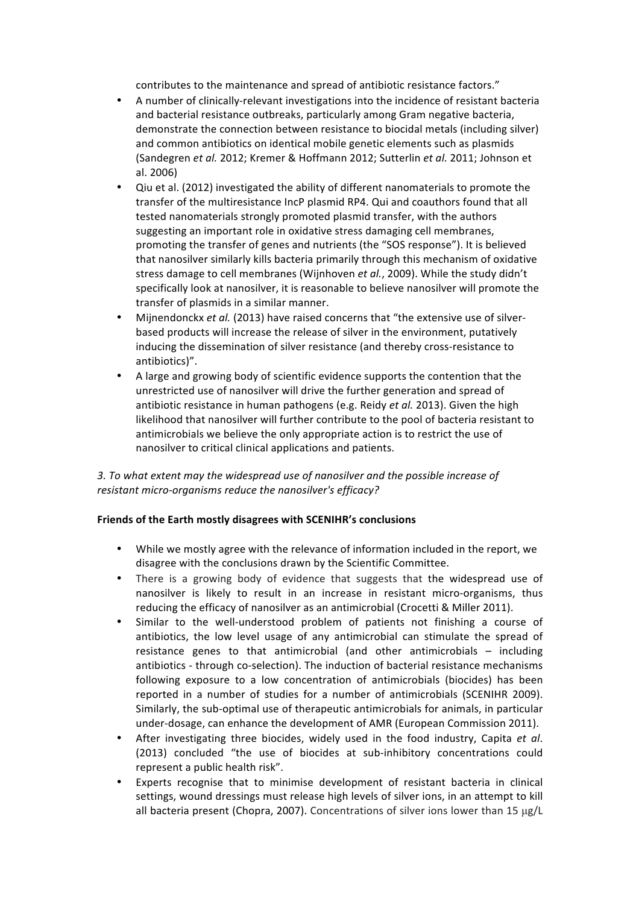contributes to the maintenance and spread of antibiotic resistance factors."

- A number of clinically-relevant investigations into the incidence of resistant bacteria and bacterial resistance outbreaks, particularly among Gram negative bacteria, demonstrate the connection between resistance to biocidal metals (including silver) and common antibiotics on identical mobile genetic elements such as plasmids (Sandegren *et al.* 2012; Kremer & Hoffmann 2012; Sutterlin *et al.* 2011; Johnson et al. 2006)
- Qiu et al. (2012) investigated the ability of different nanomaterials to promote the transfer of the multiresistance IncP plasmid RP4. Qui and coauthors found that all tested nanomaterials strongly promoted plasmid transfer, with the authors suggesting an important role in oxidative stress damaging cell membranes, promoting the transfer of genes and nutrients (the "SOS response"). It is believed that nanosilver similarly kills bacteria primarily through this mechanism of oxidative stress damage to cell membranes (Wijnhoven *et al.*, 2009). While the study didn't specifically look at nanosilver, it is reasonable to believe nanosilver will promote the transfer of plasmids in a similar manner.
- Mijnendonckx *et al.* (2013) have raised concerns that "the extensive use of silver-based products will increase the release of silver in the environment, putatively inducing the dissemination of silver resistance (and thereby cross-resistance to antibiotics)".
- A large and growing body of scientific evidence supports the contention that the unrestricted use of nanosilver will drive the further generation and spread of antibiotic resistance in human pathogens (e.g. Reidy *et al.* 2013). Given the high likelihood that nanosilver will further contribute to the pool of bacteria resistant to antimicrobials we believe the only appropriate action is to restrict the use of nanosilver to critical clinical applications and patients.

*3. To what extent may the widespread use of nanosilver and the possible increase of resistant micro-organisms reduce the nanosilver's efficacy?*

**Friends of the Earth mostly disagrees with SCENIHR's conclusions**

- While we mostly agree with the relevance of information included in the report, we disagree with the conclusions drawn by the Scientific Committee.
- There is a growing body of evidence that suggests that the widespread use of nanosilver is likely to result in an increase in resistant micro-organisms, thus reducing the efficacy of nanosilver as an antimicrobial (Crocetti & Miller 2011).
- Similar to the well-understood problem of patients not finishing a course of antibiotics, the low level usage of any antimicrobial can stimulate the spread of resistance genes to that antimicrobial (and other antimicrobials – including antibiotics - through co-selection). The induction of bacterial resistance mechanisms following exposure to a low concentration of antimicrobials (biocides) has been reported in a number of studies for a number of antimicrobials (SCENIHR 2009). Similarly, the sub-optimal use of therapeutic antimicrobials for animals, in particular under-dosage, can enhance the development of AMR (European Commission 2011).
- After investigating three biocides, widely used in the food industry, Capita *et al.* (2013) concluded "the use of biocides at sub-inhibitory concentrations could represent a public health risk".
- Experts recognise that to minimise development of resistant bacteria in clinical settings, wound dressings must release high levels of silver ions, in an attempt to kill all bacteria present (Chopra, 2007). Concentrations of silver ions lower than 15 μg/L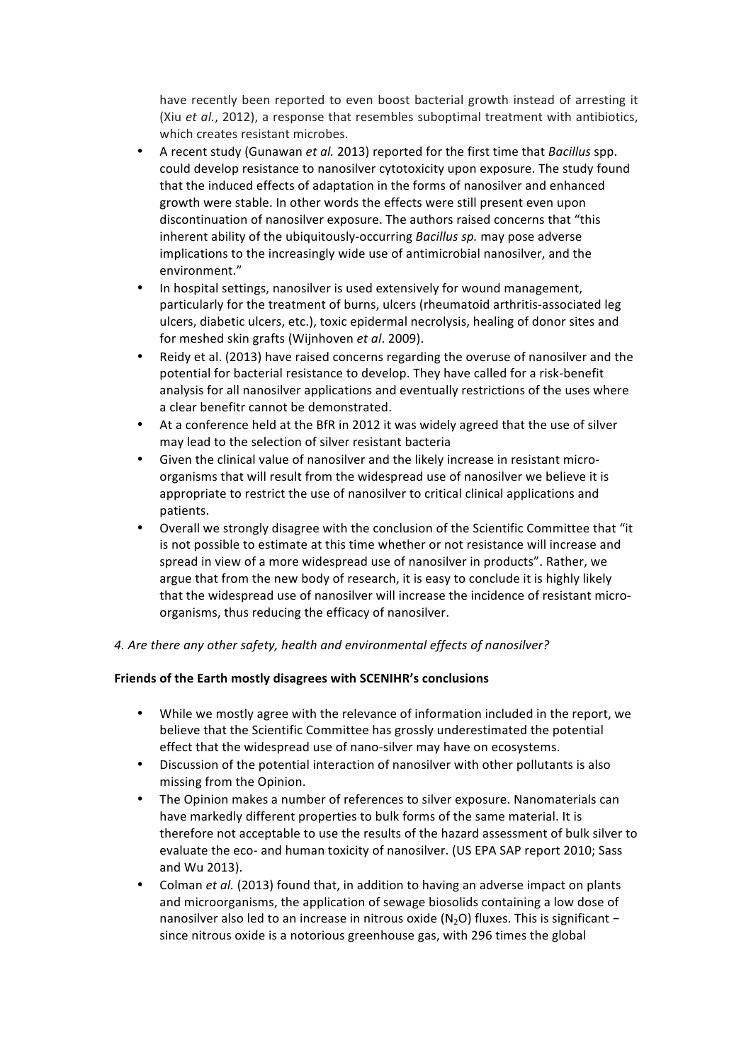have recently been reported to even boost bacterial growth instead of arresting it (Xiu *et al.*, 2012), a response that resembles suboptimal treatment with antibiotics, which creates resistant microbes.

- A recent study (Gunawan *et al.* 2013) reported for the first time that *Bacillus* spp. could develop resistance to nanosilver cytotoxicity upon exposure. The study found that the induced effects of adaptation in the forms of nanosilver and enhanced growth were stable. In other words the effects were still present even upon discontinuation of nanosilver exposure. The authors raised concerns that "this inherent ability of the ubiquitously-occurring *Bacillus sp.* may pose adverse implications to the increasingly wide use of antimicrobial nanosilver, and the environment."
- In hospital settings, nanosilver is used extensively for wound management, particularly for the treatment of burns, ulcers (rheumatoid arthritis-associated leg ulcers, diabetic ulcers, etc.), toxic epidermal necrolysis, healing of donor sites and for meshed skin grafts (Wijnhoven *et al*. 2009).
- Reidy et al. (2013) have raised concerns regarding the overuse of nanosilver and the potential for bacterial resistance to develop. They have called for a risk-benefit analysis for all nanosilver applications and eventually restrictions of the uses where a clear benefitr cannot be demonstrated.
- At a conference held at the BfR in 2012 it was widely agreed that the use of silver may lead to the selection of silver resistant bacteria
- Given the clinical value of nanosilver and the likely increase in resistant micro-organisms that will result from the widespread use of nanosilver we believe it is appropriate to restrict the use of nanosilver to critical clinical applications and patients.
- Overall we strongly disagree with the conclusion of the Scientific Committee that "it is not possible to estimate at this time whether or not resistance will increase and spread in view of a more widespread use of nanosilver in products". Rather, we argue that from the new body of research, it is easy to conclude it is highly likely that the widespread use of nanosilver will increase the incidence of resistant micro-organisms, thus reducing the efficacy of nanosilver.

*4. Are there any other safety, health and environmental effects of nanosilver?*

**Friends of the Earth mostly disagrees with SCENIHR's conclusions**

- While we mostly agree with the relevance of information included in the report, we believe that the Scientific Committee has grossly underestimated the potential effect that the widespread use of nano-silver may have on ecosystems.
- Discussion of the potential interaction of nanosilver with other pollutants is also missing from the Opinion.
- The Opinion makes a number of references to silver exposure. Nanomaterials can have markedly different properties to bulk forms of the same material. It is therefore not acceptable to use the results of the hazard assessment of bulk silver to evaluate the eco- and human toxicity of nanosilver. (US EPA SAP report 2010; Sass and Wu 2013).
- Colman *et al.* (2013) found that, in addition to having an adverse impact on plants and microorganisms, the application of sewage biosolids containing a low dose of nanosilver also led to an increase in nitrous oxide ($N_2O$) fluxes. This is significant − since nitrous oxide is a notorious greenhouse gas, with 296 times the global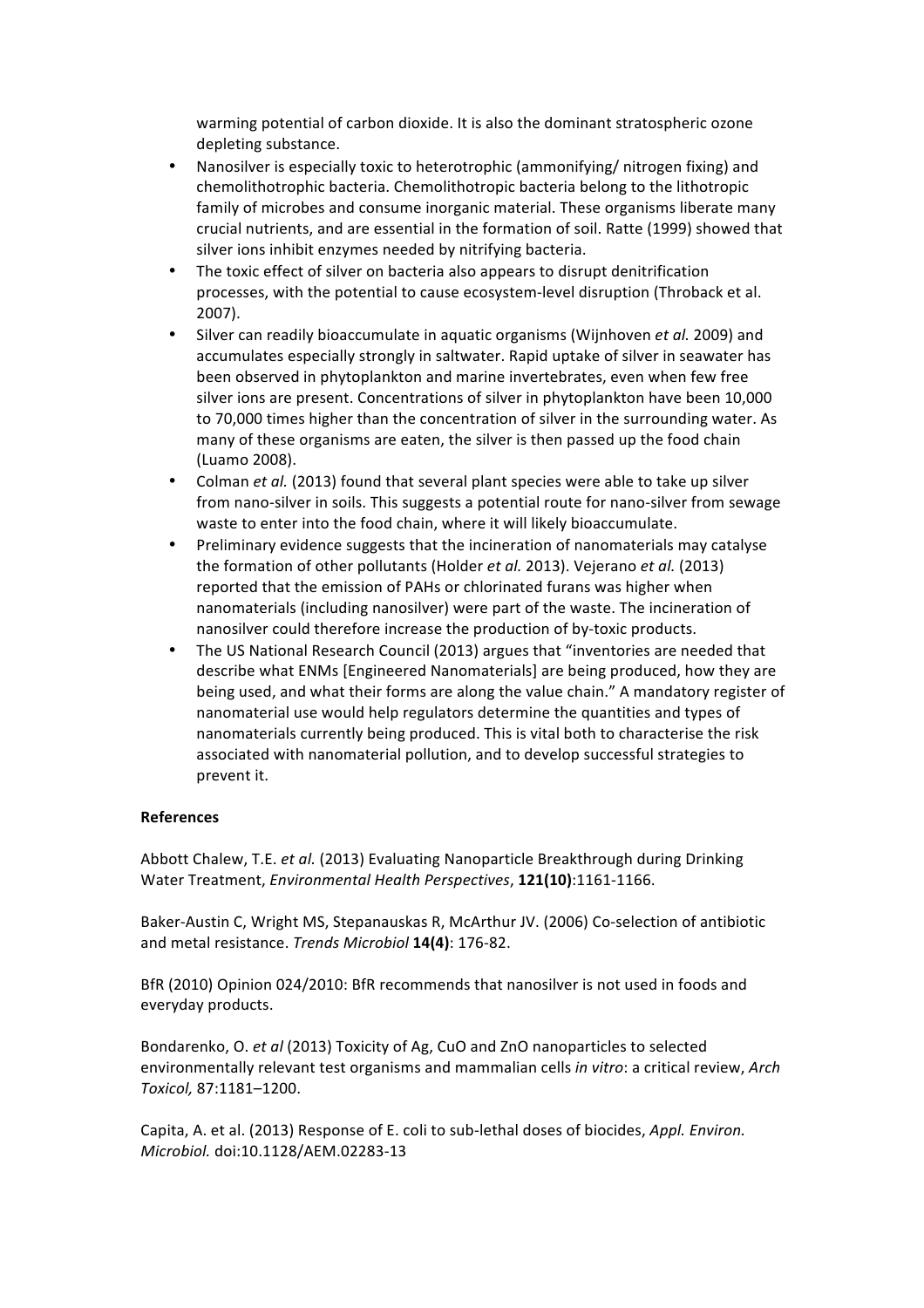warming potential of carbon dioxide. It is also the dominant stratospheric ozone depleting substance.

- Nanosilver is especially toxic to heterotrophic (ammonifying/ nitrogen fixing) and chemolithotrophic bacteria. Chemolithotropic bacteria belong to the lithotropic family of microbes and consume inorganic material. These organisms liberate many crucial nutrients, and are essential in the formation of soil. Ratte (1999) showed that silver ions inhibit enzymes needed by nitrifying bacteria.
- The toxic effect of silver on bacteria also appears to disrupt denitrification processes, with the potential to cause ecosystem-level disruption (Throback et al. 2007).
- Silver can readily bioaccumulate in aquatic organisms (Wijnhoven *et al.* 2009) and accumulates especially strongly in saltwater. Rapid uptake of silver in seawater has been observed in phytoplankton and marine invertebrates, even when few free silver ions are present. Concentrations of silver in phytoplankton have been 10,000 to 70,000 times higher than the concentration of silver in the surrounding water. As many of these organisms are eaten, the silver is then passed up the food chain (Luamo 2008).
- Colman *et al.* (2013) found that several plant species were able to take up silver from nano-silver in soils. This suggests a potential route for nano-silver from sewage waste to enter into the food chain, where it will likely bioaccumulate.
- Preliminary evidence suggests that the incineration of nanomaterials may catalyse the formation of other pollutants (Holder *et al.* 2013). Vejerano *et al.* (2013) reported that the emission of PAHs or chlorinated furans was higher when nanomaterials (including nanosilver) were part of the waste. The incineration of nanosilver could therefore increase the production of by-toxic products.
- The US National Research Council (2013) argues that "inventories are needed that describe what ENMs [Engineered Nanomaterials] are being produced, how they are being used, and what their forms are along the value chain." A mandatory register of nanomaterial use would help regulators determine the quantities and types of nanomaterials currently being produced. This is vital both to characterise the risk associated with nanomaterial pollution, and to develop successful strategies to prevent it.

**References**

Abbott Chalew, T.E. *et al.* (2013) Evaluating Nanoparticle Breakthrough during Drinking Water Treatment, *Environmental Health Perspectives*, **121(10)**:1161-1166.

Baker-Austin C, Wright MS, Stepanauskas R, McArthur JV. (2006) Co-selection of antibiotic and metal resistance. *Trends Microbiol* **14(4)**: 176-82.

BfR (2010) Opinion 024/2010: BfR recommends that nanosilver is not used in foods and everyday products.

Bondarenko, O. *et al* (2013) Toxicity of Ag, CuO and ZnO nanoparticles to selected environmentally relevant test organisms and mammalian cells *in vitro*: a critical review, *Arch Toxicol,* 87:1181–1200.

Capita, A. et al. (2013) Response of E. coli to sub-lethal doses of biocides, *Appl. Environ. Microbiol.* doi:10.1128/AEM.02283-13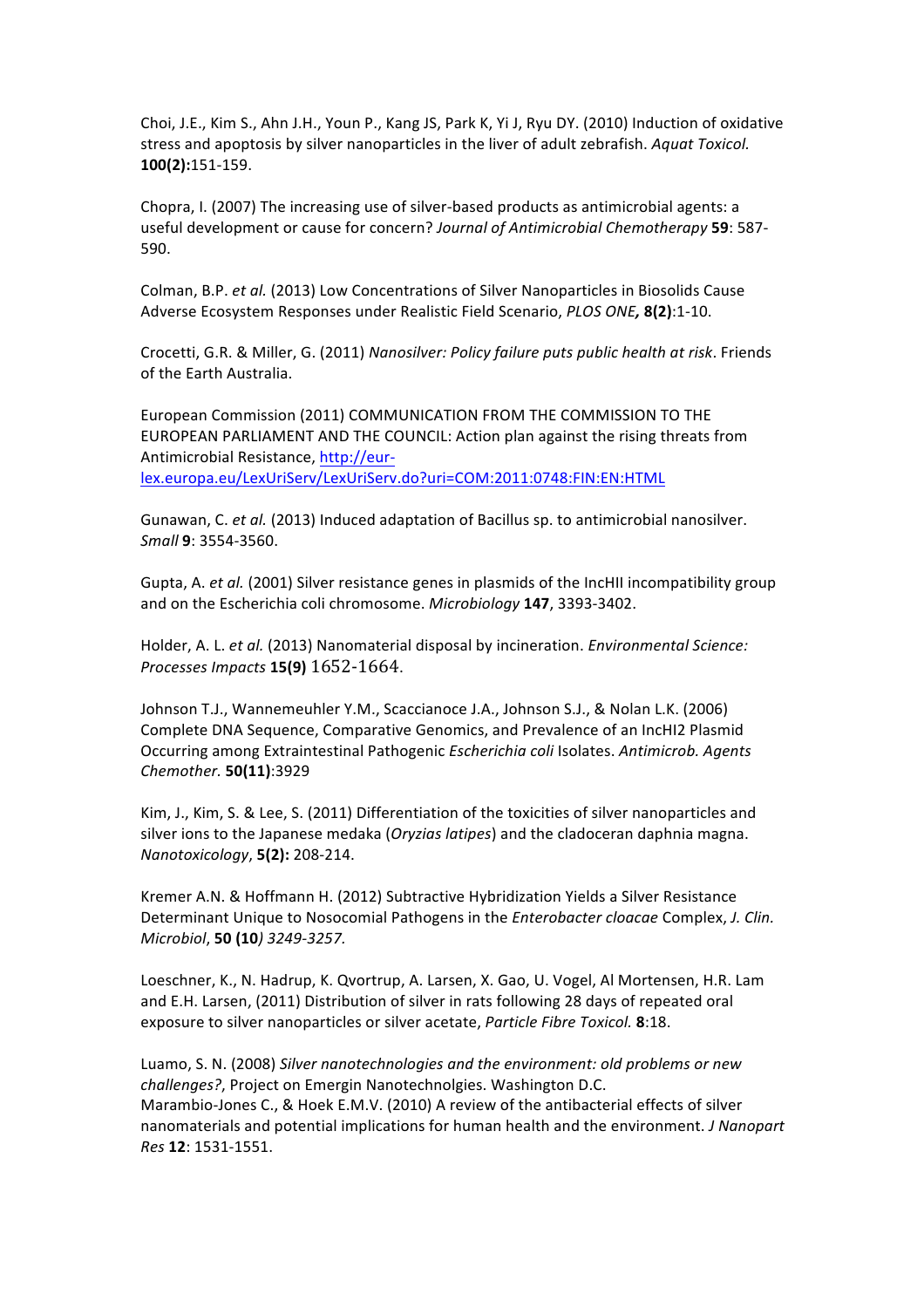Choi, J.E., Kim S., Ahn J.H., Youn P., Kang JS, Park K, Yi J, Ryu DY. (2010) Induction of oxidative stress and apoptosis by silver nanoparticles in the liver of adult zebrafish. *Aquat Toxicol.* **100(2):**151-159.

Chopra, I. (2007) The increasing use of silver-based products as antimicrobial agents: a useful development or cause for concern? *Journal of Antimicrobial Chemotherapy* **59**: 587-590.

Colman, B.P. *et al.* (2013) Low Concentrations of Silver Nanoparticles in Biosolids Cause Adverse Ecosystem Responses under Realistic Field Scenario, *PLOS ONE***, 8(2)**:1-10.

Crocetti, G.R. & Miller, G. (2011) *Nanosilver: Policy failure puts public health at risk*. Friends of the Earth Australia.

European Commission (2011) COMMUNICATION FROM THE COMMISSION TO THE EUROPEAN PARLIAMENT AND THE COUNCIL: Action plan against the rising threats from Antimicrobial Resistance, http://eur-lex.europa.eu/LexUriServ/LexUriServ.do?uri=COM:2011:0748:FIN:EN:HTML

Gunawan, C. *et al.* (2013) Induced adaptation of Bacillus sp. to antimicrobial nanosilver. *Small* **9**: 3554-3560.

Gupta, A. *et al.* (2001) Silver resistance genes in plasmids of the IncHII incompatibility group and on the Escherichia coli chromosome. *Microbiology* **147**, 3393-3402.

Holder, A. L. *et al.* (2013) Nanomaterial disposal by incineration. *Environmental Science: Processes Impacts* **15(9)** 1652-1664.

Johnson T.J., Wannemeuhler Y.M., Scaccianoce J.A., Johnson S.J., & Nolan L.K. (2006) Complete DNA Sequence, Comparative Genomics, and Prevalence of an IncHI2 Plasmid Occurring among Extraintestinal Pathogenic *Escherichia coli* Isolates. *Antimicrob. Agents Chemother.* **50(11)**:3929

Kim, J., Kim, S. & Lee, S. (2011) Differentiation of the toxicities of silver nanoparticles and silver ions to the Japanese medaka (*Oryzias latipes*) and the cladoceran daphnia magna. *Nanotoxicology*, **5(2):** 208-214.

Kremer A.N. & Hoffmann H. (2012) Subtractive Hybridization Yields a Silver Resistance Determinant Unique to Nosocomial Pathogens in the *Enterobacter cloacae* Complex, *J. Clin. Microbiol*, **50 (10**) *3249-3257.*

Loeschner, K., N. Hadrup, K. Qvortrup, A. Larsen, X. Gao, U. Vogel, Al Mortensen, H.R. Lam and E.H. Larsen, (2011) Distribution of silver in rats following 28 days of repeated oral exposure to silver nanoparticles or silver acetate, *Particle Fibre Toxicol.* **8**:18.

Luamo, S. N. (2008) *Silver nanotechnologies and the environment: old problems or new challenges?*, Project on Emergin Nanotechnolgies. Washington D.C.

Marambio-Jones C., & Hoek E.M.V. (2010) A review of the antibacterial effects of silver nanomaterials and potential implications for human health and the environment. *J Nanopart Res* **12**: 1531-1551.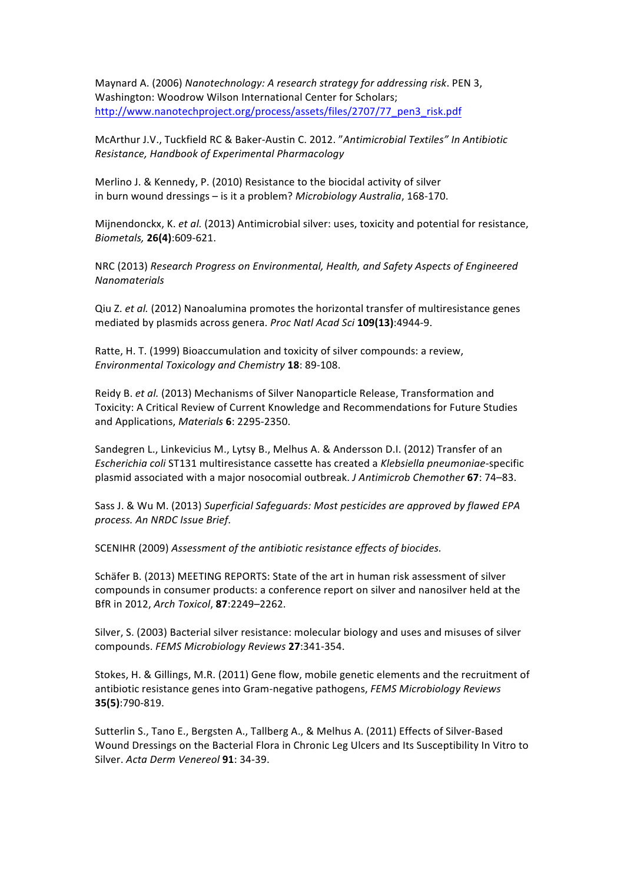Maynard A. (2006) *Nanotechnology: A research strategy for addressing risk*. PEN 3, Washington: Woodrow Wilson International Center for Scholars; http://www.nanotechproject.org/process/assets/files/2707/77_pen3_risk.pdf

McArthur J.V., Tuckfield RC & Baker-Austin C. 2012. "*Antimicrobial Textiles" In Antibiotic Resistance, Handbook of Experimental Pharmacology*

Merlino J. & Kennedy, P. (2010) Resistance to the biocidal activity of silver in burn wound dressings – is it a problem? *Microbiology Australia*, 168-170.

Mijnendonckx, K. *et al.* (2013) Antimicrobial silver: uses, toxicity and potential for resistance, *Biometals,* **26(4)**:609-621.

NRC (2013) *Research Progress on Environmental, Health, and Safety Aspects of Engineered Nanomaterials*

Qiu Z. *et al.* (2012) Nanoalumina promotes the horizontal transfer of multiresistance genes mediated by plasmids across genera. *Proc Natl Acad Sci* **109(13)**:4944-9.

Ratte, H. T. (1999) Bioaccumulation and toxicity of silver compounds: a review, *Environmental Toxicology and Chemistry* **18**: 89-108.

Reidy B. *et al.* (2013) Mechanisms of Silver Nanoparticle Release, Transformation and Toxicity: A Critical Review of Current Knowledge and Recommendations for Future Studies and Applications, *Materials* **6**: 2295-2350.

Sandegren L., Linkevicius M., Lytsy B., Melhus A. & Andersson D.I. (2012) Transfer of an *Escherichia coli* ST131 multiresistance cassette has created a *Klebsiella pneumoniae*-specific plasmid associated with a major nosocomial outbreak. *J Antimicrob Chemother* **67**: 74–83.

Sass J. & Wu M. (2013) *Superficial Safeguards: Most pesticides are approved by flawed EPA process. An NRDC Issue Brief*.

SCENIHR (2009) *Assessment of the antibiotic resistance effects of biocides.*

Schäfer B. (2013) MEETING REPORTS: State of the art in human risk assessment of silver compounds in consumer products: a conference report on silver and nanosilver held at the BfR in 2012, *Arch Toxicol*, **87**:2249–2262.

Silver, S. (2003) Bacterial silver resistance: molecular biology and uses and misuses of silver compounds. *FEMS Microbiology Reviews* **27**:341-354.

Stokes, H. & Gillings, M.R. (2011) Gene flow, mobile genetic elements and the recruitment of antibiotic resistance genes into Gram-negative pathogens, *FEMS Microbiology Reviews* **35(5)**:790-819.

Sutterlin S., Tano E., Bergsten A., Tallberg A., & Melhus A. (2011) Effects of Silver-Based Wound Dressings on the Bacterial Flora in Chronic Leg Ulcers and Its Susceptibility In Vitro to Silver. *Acta Derm Venereol* **91**: 34-39.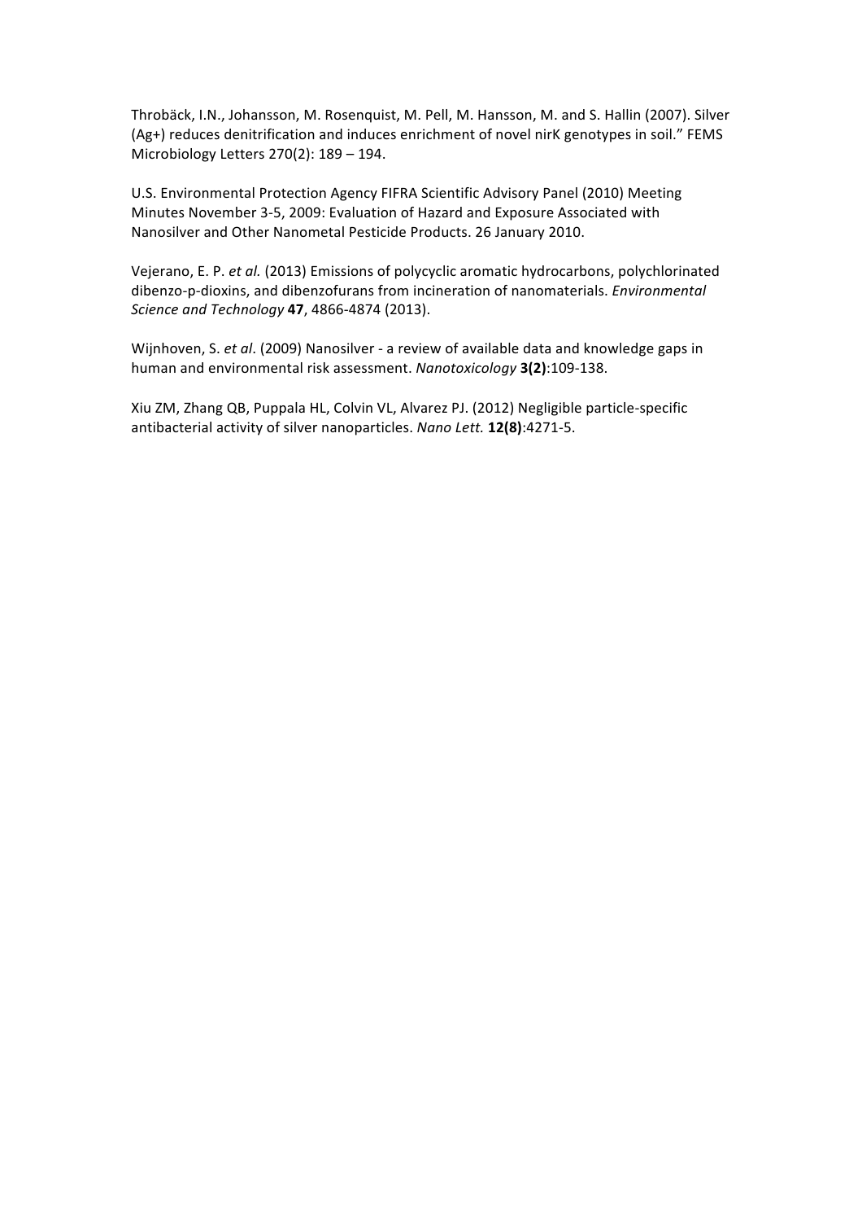Throbäck, I.N., Johansson, M. Rosenquist, M. Pell, M. Hansson, M. and S. Hallin (2007). Silver ($Ag^+$) reduces denitrification and induces enrichment of novel nirK genotypes in soil." FEMS Microbiology Letters 270(2): 189 – 194.

U.S. Environmental Protection Agency FIFRA Scientific Advisory Panel (2010) Meeting Minutes November 3-5, 2009: Evaluation of Hazard and Exposure Associated with Nanosilver and Other Nanometal Pesticide Products. 26 January 2010.

Vejerano, E. P. *et al.* (2013) Emissions of polycyclic aromatic hydrocarbons, polychlorinated dibenzo-p-dioxins, and dibenzofurans from incineration of nanomaterials. *Environmental Science and Technology* **47**, 4866-4874 (2013).

Wijnhoven, S. *et al*. (2009) Nanosilver - a review of available data and knowledge gaps in human and environmental risk assessment. *Nanotoxicology* **3(2)**:109-138.

Xiu ZM, Zhang QB, Puppala HL, Colvin VL, Alvarez PJ. (2012) Negligible particle-specific antibacterial activity of silver nanoparticles. *Nano Lett.* **12(8)**:4271-5.